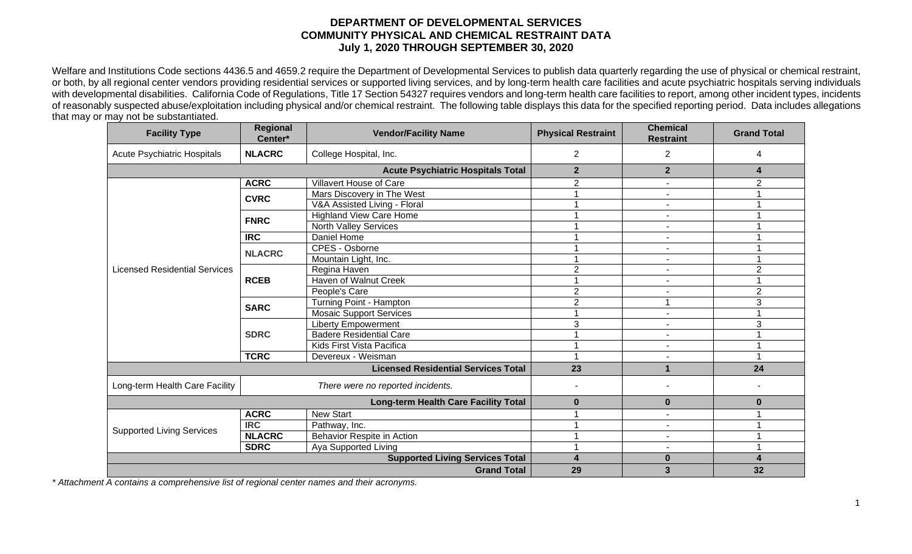# DEPARTMENT OF DEVELOPMENTAL SERVICES
## COMMUNITY PHYSICAL AND CHEMICAL RESTRAINT DATA
### July 1, 2020 THROUGH SEPTEMBER 30, 2020

Welfare and Institutions Code sections 4436.5 and 4659.2 require the Department of Developmental Services to publish data quarterly regarding the use of physical or chemical restraint, or both, by all regional center vendors providing residential services or supported living services, and by long-term health care facilities and acute psychiatric hospitals serving individuals with developmental disabilities. California Code of Regulations, Title 17 Section 54327 requires vendors and long-term health care facilities to report, among other incident types, incidents of reasonably suspected abuse/exploitation including physical and/or chemical restraint. The following table displays this data for the specified reporting period. Data includes allegations that may or may not be substantiated.

| Facility Type | Regional Center* | Vendor/Facility Name | Physical Restraint | Chemical Restraint | Grand Total |
|---|---|---|---|---|---|
| Acute Psychiatric Hospitals | NLACRC | College Hospital, Inc. | 2 | 2 | 4 |
| | | **Acute Psychiatric Hospitals Total** | **2** | **2** | **4** |
| Licensed Residential Services | ACRC | Villavert House of Care | 2 | - | 2 |
| | CVRC | Mars Discovery in The West | 1 | - | 1 |
| | | V&A Assisted Living - Floral | 1 | - | 1 |
| | FNRC | Highland View Care Home | 1 | - | 1 |
| | | North Valley Services | 1 | - | 1 |
| | IRC | Daniel Home | 1 | - | 1 |
| | NLACRC | CPES - Osborne | 1 | - | 1 |
| | | Mountain Light, Inc. | 1 | - | 1 |
| | RCEB | Regina Haven | 2 | - | 2 |
| | | Haven of Walnut Creek | 1 | - | 1 |
| | | People's Care | 2 | - | 2 |
| | SARC | Turning Point - Hampton | 2 | 1 | 3 |
| | | Mosaic Support Services | 1 | - | 1 |
| | SDRC | Liberty Empowerment | 3 | - | 3 |
| | | Badere Residential Care | 1 | - | 1 |
| | | Kids First Vista Pacifica | 1 | - | 1 |
| | TCRC | Devereux - Weisman | 1 | - | 1 |
| | | **Licensed Residential Services Total** | **23** | **1** | **24** |
| Long-term Health Care Facility | | *There were no reported incidents.* | - | - | - |
| | | **Long-term Health Care Facility Total** | **0** | **0** | **0** |
| Supported Living Services | ACRC | New Start | 1 | - | 1 |
| | IRC | Pathway, Inc. | 1 | - | 1 |
| | NLACRC | Behavior Respite in Action | 1 | - | 1 |
| | SDRC | Aya Supported Living | 1 | - | 1 |
| | | **Supported Living Services Total** | **4** | **0** | **4** |
| | | **Grand Total** | **29** | **3** | **32** |

*\* Attachment A contains a comprehensive list of regional center names and their acronyms.*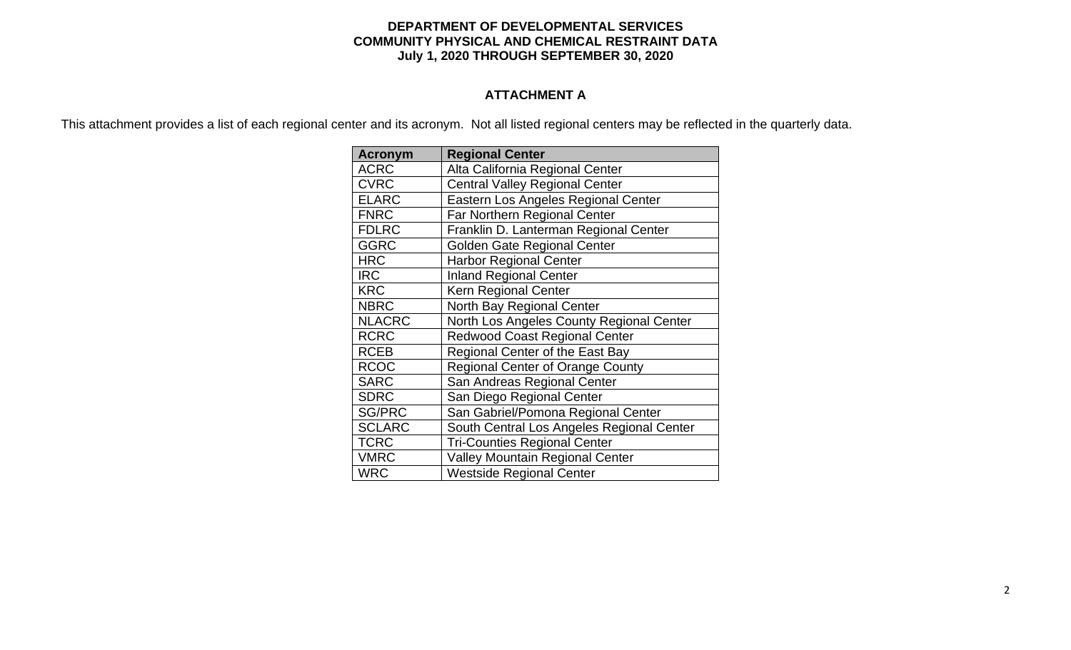**DEPARTMENT OF DEVELOPMENTAL SERVICES**
**COMMUNITY PHYSICAL AND CHEMICAL RESTRAINT DATA**
**July 1, 2020 THROUGH SEPTEMBER 30, 2020**

## ATTACHMENT A

This attachment provides a list of each regional center and its acronym. Not all listed regional centers may be reflected in the quarterly data.

| Acronym | Regional Center |
| --- | --- |
| ACRC | Alta California Regional Center |
| CVRC | Central Valley Regional Center |
| ELARC | Eastern Los Angeles Regional Center |
| FNRC | Far Northern Regional Center |
| FDLRC | Franklin D. Lanterman Regional Center |
| GGRC | Golden Gate Regional Center |
| HRC | Harbor Regional Center |
| IRC | Inland Regional Center |
| KRC | Kern Regional Center |
| NBRC | North Bay Regional Center |
| NLACRC | North Los Angeles County Regional Center |
| RCRC | Redwood Coast Regional Center |
| RCEB | Regional Center of the East Bay |
| RCOC | Regional Center of Orange County |
| SARC | San Andreas Regional Center |
| SDRC | San Diego Regional Center |
| SG/PRC | San Gabriel/Pomona Regional Center |
| SCLARC | South Central Los Angeles Regional Center |
| TCRC | Tri-Counties Regional Center |
| VMRC | Valley Mountain Regional Center |
| WRC | Westside Regional Center |